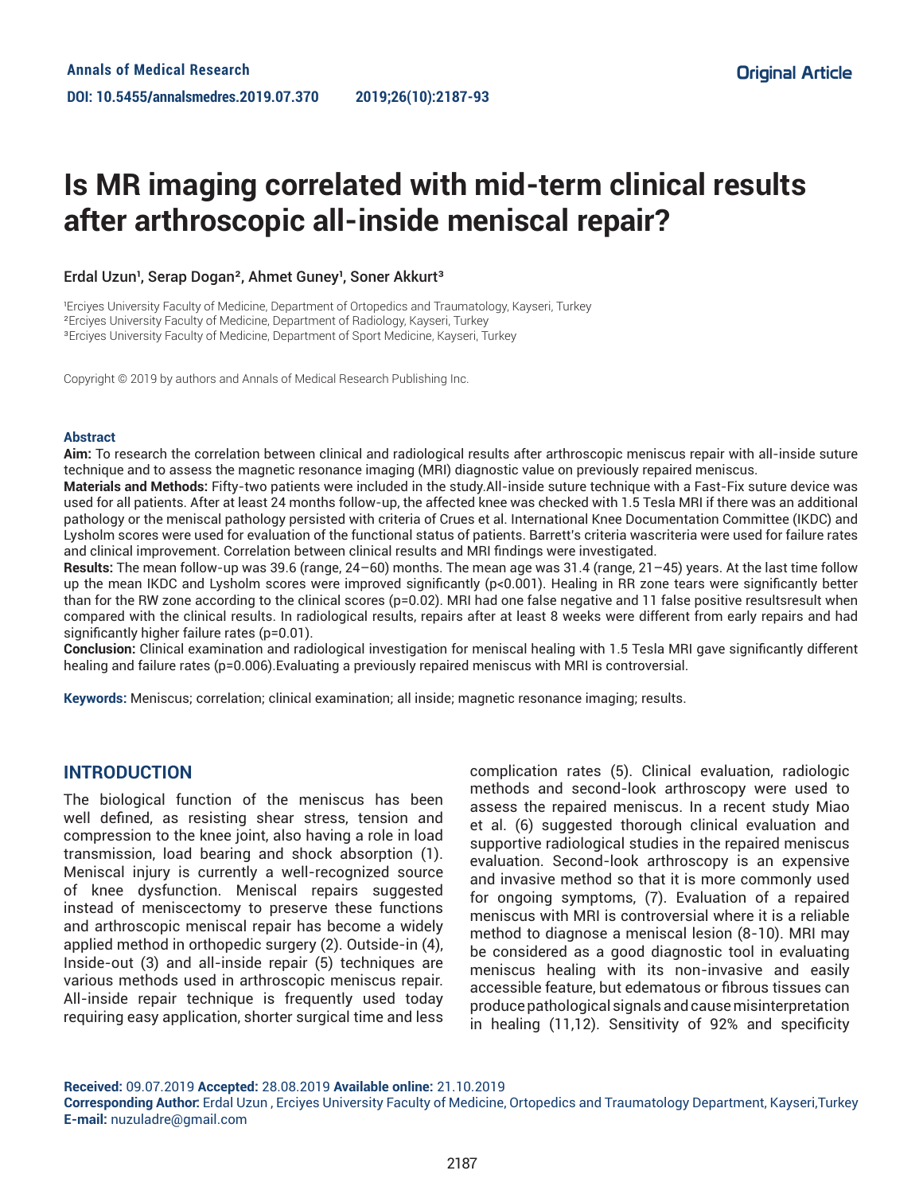Original Article

# Is MR imaging correlated with mid-term clinical results after arthroscopic all-inside meniscal repair?

Erdal Uzun[1], Serap Dogan[2], Ahmet Guney[1], Soner Akkurt[3]

[1]Erciyes University Faculty of Medicine, Department of Ortopedics and Traumatology, Kayseri, Turkey
[2]Erciyes University Faculty of Medicine, Department of Radiology, Kayseri, Turkey
[3]Erciyes University Faculty of Medicine, Department of Sport Medicine, Kayseri, Turkey

Copyright © 2019 by authors and Annals of Medical Research Publishing Inc.

### Abstract

**Aim:** To research the correlation between clinical and radiological results after arthroscopic meniscus repair with all-inside suture technique and to assess the magnetic resonance imaging (MRI) diagnostic value on previously repaired meniscus.

**Materials and Methods:** Fifty-two patients were included in the study.All-inside suture technique with a Fast-Fix suture device was used for all patients. After at least 24 months follow-up, the affected knee was checked with 1.5 Tesla MRI if there was an additional pathology or the meniscal pathology persisted with criteria of Crues et al. International Knee Documentation Committee (IKDC) and Lysholm scores were used for evaluation of the functional status of patients. Barrett's criteria wascriteria were used for failure rates and clinical improvement. Correlation between clinical results and MRI findings were investigated.

**Results:** The mean follow-up was 39.6 (range, 24–60) months. The mean age was 31.4 (range, 21–45) years. At the last time follow up the mean IKDC and Lysholm scores were improved significantly (p<0.001). Healing in RR zone tears were significantly better than for the RW zone according to the clinical scores (p=0.02). MRI had one false negative and 11 false positive resultsresult when compared with the clinical results. In radiological results, repairs after at least 8 weeks were different from early repairs and had significantly higher failure rates (p=0.01).

**Conclusion:** Clinical examination and radiological investigation for meniscal healing with 1.5 Tesla MRI gave significantly different healing and failure rates (p=0.006).Evaluating a previously repaired meniscus with MRI is controversial.

**Keywords:** Meniscus; correlation; clinical examination; all inside; magnetic resonance imaging; results.

## INTRODUCTION

The biological function of the meniscus has been well defined, as resisting shear stress, tension and compression to the knee joint, also having a role in load transmission, load bearing and shock absorption (1). Meniscal injury is currently a well-recognized source of knee dysfunction. Meniscal repairs suggested instead of meniscectomy to preserve these functions and arthroscopic meniscal repair has become a widely applied method in orthopedic surgery (2). Outside-in (4), Inside-out (3) and all-inside repair (5) techniques are various methods used in arthroscopic meniscus repair. All-inside repair technique is frequently used today requiring easy application, shorter surgical time and less complication rates (5). Clinical evaluation, radiologic methods and second-look arthroscopy were used to assess the repaired meniscus. In a recent study Miao et al. (6) suggested thorough clinical evaluation and supportive radiological studies in the repaired meniscus evaluation. Second-look arthroscopy is an expensive and invasive method so that it is more commonly used for ongoing symptoms, (7). Evaluation of a repaired meniscus with MRI is controversial where it is a reliable method to diagnose a meniscal lesion (8-10). MRI may be considered as a good diagnostic tool in evaluating meniscus healing with its non-invasive and easily accessible feature, but edematous or fibrous tissues can produce pathological signals and cause misinterpretation in healing (11,12). Sensitivity of 92% and specificity

**Received:** 09.07.2019 **Accepted:** 28.08.2019 **Available online:** 21.10.2019
**Corresponding Author:** Erdal Uzun , Erciyes University Faculty of Medicine, Ortopedics and Traumatology Department, Kayseri,Turkey
**E-mail:** nuzuladre@gmail.com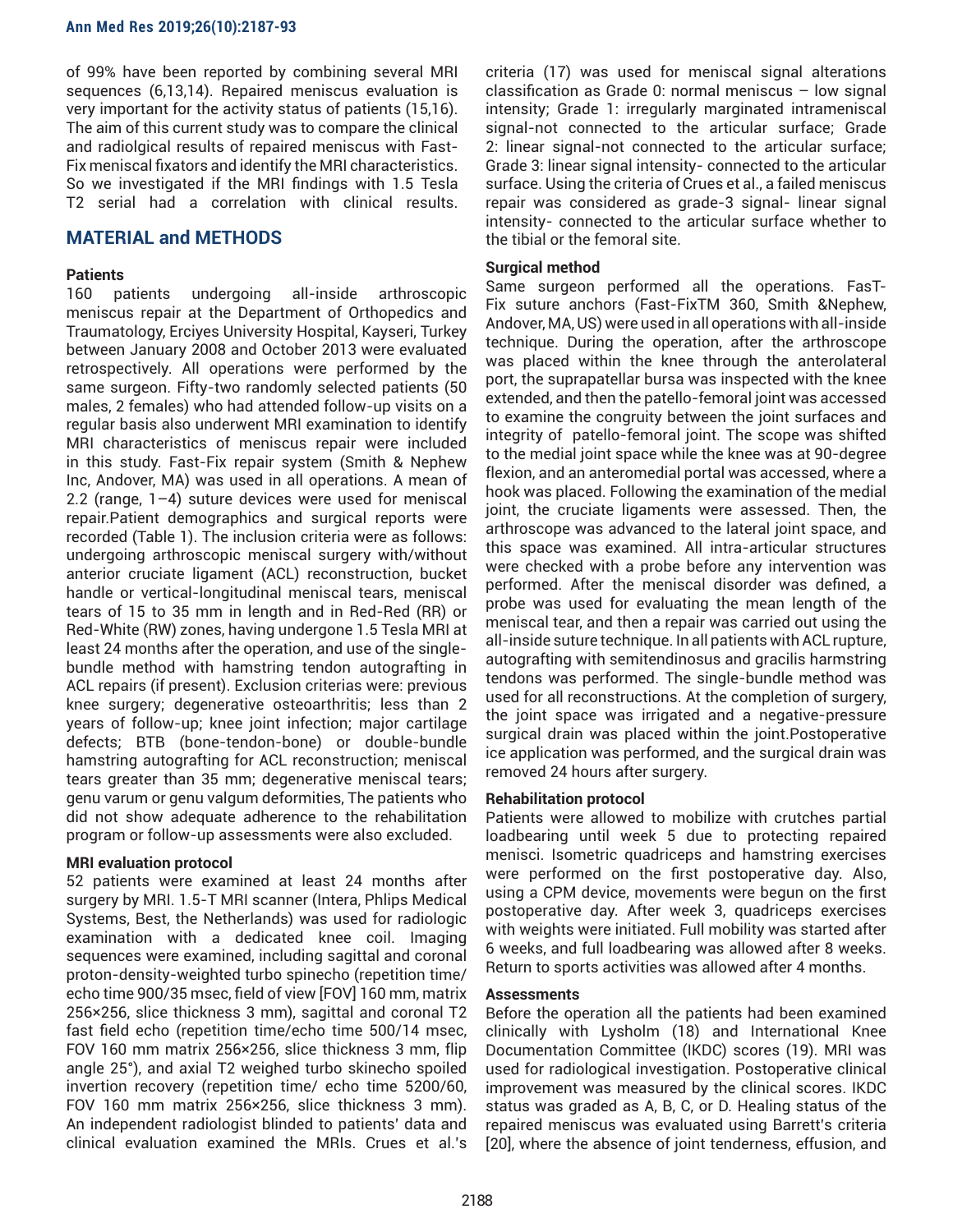of 99% have been reported by combining several MRI sequences (6,13,14). Repaired meniscus evaluation is very important for the activity status of patients (15,16). The aim of this current study was to compare the clinical and radiolgical results of repaired meniscus with Fast-Fix meniscal fixators and identify the MRI characteristics. So we investigated if the MRI findings with 1.5 Tesla T2 serial had a correlation with clinical results.

## MATERIAL and METHODS

### Patients

160 patients undergoing all-inside arthroscopic meniscus repair at the Department of Orthopedics and Traumatology, Erciyes University Hospital, Kayseri, Turkey between January 2008 and October 2013 were evaluated retrospectively. All operations were performed by the same surgeon. Fifty-two randomly selected patients (50 males, 2 females) who had attended follow-up visits on a regular basis also underwent MRI examination to identify MRI characteristics of meniscus repair were included in this study. Fast-Fix repair system (Smith & Nephew Inc, Andover, MA) was used in all operations. A mean of 2.2 (range, 1–4) suture devices were used for meniscal repair.Patient demographics and surgical reports were recorded (Table 1). The inclusion criteria were as follows: undergoing arthroscopic meniscal surgery with/without anterior cruciate ligament (ACL) reconstruction, bucket handle or vertical-longitudinal meniscal tears, meniscal tears of 15 to 35 mm in length and in Red-Red (RR) or Red-White (RW) zones, having undergone 1.5 Tesla MRI at least 24 months after the operation, and use of the single-bundle method with hamstring tendon autografting in ACL repairs (if present). Exclusion criterias were: previous knee surgery; degenerative osteoarthritis; less than 2 years of follow-up; knee joint infection; major cartilage defects; BTB (bone-tendon-bone) or double-bundle hamstring autografting for ACL reconstruction; meniscal tears greater than 35 mm; degenerative meniscal tears; genu varum or genu valgum deformities, The patients who did not show adequate adherence to the rehabilitation program or follow-up assessments were also excluded.

### MRI evaluation protocol

52 patients were examined at least 24 months after surgery by MRI. 1.5-T MRI scanner (Intera, Phlips Medical Systems, Best, the Netherlands) was used for radiologic examination with a dedicated knee coil. Imaging sequences were examined, including sagittal and coronal proton-density-weighted turbo spinecho (repetition time/ echo time 900/35 msec, field of view [FOV] 160 mm, matrix 256×256, slice thickness 3 mm), sagittal and coronal T2 fast field echo (repetition time/echo time 500/14 msec, FOV 160 mm matrix 256×256, slice thickness 3 mm, flip angle 25°), and axial T2 weighed turbo skinecho spoiled invertion recovery (repetition time/ echo time 5200/60, FOV 160 mm matrix 256×256, slice thickness 3 mm). An independent radiologist blinded to patients' data and clinical evaluation examined the MRIs. Crues et al.'s criteria (17) was used for meniscal signal alterations classification as Grade 0: normal meniscus – low signal intensity; Grade 1: irregularly marginated intrameniscal signal-not connected to the articular surface; Grade 2: linear signal-not connected to the articular surface; Grade 3: linear signal intensity- connected to the articular surface. Using the criteria of Crues et al., a failed meniscus repair was considered as grade-3 signal- linear signal intensity- connected to the articular surface whether to the tibial or the femoral site.

### Surgical method

Same surgeon performed all the operations. FasT-Fix suture anchors (Fast-FixTM 360, Smith &Nephew, Andover, MA, US) were used in all operations with all-inside technique. During the operation, after the arthroscope was placed within the knee through the anterolateral port, the suprapatellar bursa was inspected with the knee extended, and then the patello-femoral joint was accessed to examine the congruity between the joint surfaces and integrity of patello-femoral joint. The scope was shifted to the medial joint space while the knee was at 90-degree flexion, and an anteromedial portal was accessed, where a hook was placed. Following the examination of the medial joint, the cruciate ligaments were assessed. Then, the arthroscope was advanced to the lateral joint space, and this space was examined. All intra-articular structures were checked with a probe before any intervention was performed. After the meniscal disorder was defined, a probe was used for evaluating the mean length of the meniscal tear, and then a repair was carried out using the all-inside suture technique. In all patients with ACL rupture, autografting with semitendinosus and gracilis harmstring tendons was performed. The single-bundle method was used for all reconstructions. At the completion of surgery, the joint space was irrigated and a negative-pressure surgical drain was placed within the joint.Postoperative ice application was performed, and the surgical drain was removed 24 hours after surgery.

### Rehabilitation protocol

Patients were allowed to mobilize with crutches partial loadbearing until week 5 due to protecting repaired menisci. Isometric quadriceps and hamstring exercises were performed on the first postoperative day. Also, using a CPM device, movements were begun on the first postoperative day. After week 3, quadriceps exercises with weights were initiated. Full mobility was started after 6 weeks, and full loadbearing was allowed after 8 weeks. Return to sports activities was allowed after 4 months.

### Assessments

Before the operation all the patients had been examined clinically with Lysholm (18) and International Knee Documentation Committee (IKDC) scores (19). MRI was used for radiological investigation. Postoperative clinical improvement was measured by the clinical scores. IKDC status was graded as A, B, C, or D. Healing status of the repaired meniscus was evaluated using Barrett's criteria [20], where the absence of joint tenderness, effusion, and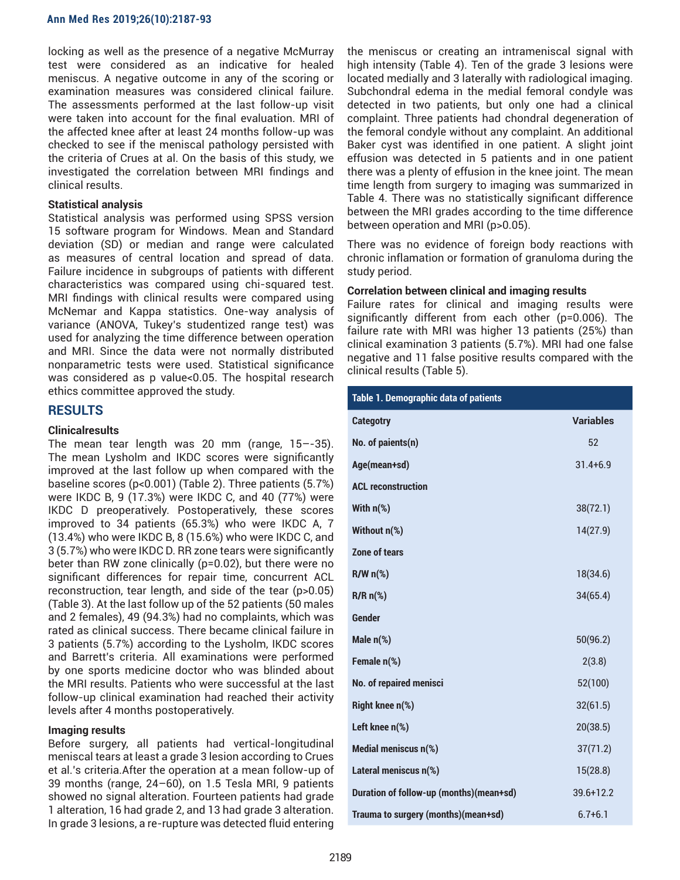locking as well as the presence of a negative McMurray test were considered as an indicative for healed meniscus. A negative outcome in any of the scoring or examination measures was considered clinical failure. The assessments performed at the last follow-up visit were taken into account for the final evaluation. MRI of the affected knee after at least 24 months follow-up was checked to see if the meniscal pathology persisted with the criteria of Crues at al. On the basis of this study, we investigated the correlation between MRI findings and clinical results.

### Statistical analysis

Statistical analysis was performed using SPSS version 15 software program for Windows. Mean and Standard deviation (SD) or median and range were calculated as measures of central location and spread of data. Failure incidence in subgroups of patients with different characteristics was compared using chi-squared test. MRI findings with clinical results were compared using McNemar and Kappa statistics. One-way analysis of variance (ANOVA, Tukey's studentized range test) was used for analyzing the time difference between operation and MRI. Since the data were not normally distributed nonparametric tests were used. Statistical significance was considered as p value<0.05. The hospital research ethics committee approved the study.

## RESULTS

### Clinicalresults

The mean tear length was 20 mm (range, 15–-35). The mean Lysholm and IKDC scores were significantly improved at the last follow up when compared with the baseline scores (p<0.001) (Table 2). Three patients (5.7%) were IKDC B, 9 (17.3%) were IKDC C, and 40 (77%) were IKDC D preoperatively. Postoperatively, these scores improved to 34 patients (65.3%) who were IKDC A, 7 (13.4%) who were IKDC B, 8 (15.6%) who were IKDC C, and 3 (5.7%) who were IKDC D. RR zone tears were significantly beter than RW zone clinically (p=0.02), but there were no significant differences for repair time, concurrent ACL reconstruction, tear length, and side of the tear (p>0.05) (Table 3). At the last follow up of the 52 patients (50 males and 2 females), 49 (94.3%) had no complaints, which was rated as clinical success. There became clinical failure in 3 patients (5.7%) according to the Lysholm, IKDC scores and Barrett's criteria. All examinations were performed by one sports medicine doctor who was blinded about the MRI results. Patients who were successful at the last follow-up clinical examination had reached their activity levels after 4 months postoperatively.

### Imaging results

Before surgery, all patients had vertical-longitudinal meniscal tears at least a grade 3 lesion according to Crues et al.'s criteria.After the operation at a mean follow-up of 39 months (range, 24–60), on 1.5 Tesla MRI, 9 patients showed no signal alteration. Fourteen patients had grade 1 alteration, 16 had grade 2, and 13 had grade 3 alteration. In grade 3 lesions, a re-rupture was detected fluid entering the meniscus or creating an intrameniscal signal with high intensity (Table 4). Ten of the grade 3 lesions were located medially and 3 laterally with radiological imaging. Subchondral edema in the medial femoral condyle was detected in two patients, but only one had a clinical complaint. Three patients had chondral degeneration of the femoral condyle without any complaint. An additional Baker cyst was identified in one patient. A slight joint effusion was detected in 5 patients and in one patient there was a plenty of effusion in the knee joint. The mean time length from surgery to imaging was summarized in Table 4. There was no statistically significant difference between the MRI grades according to the time difference between operation and MRI (p>0.05).

There was no evidence of foreign body reactions with chronic inflamation or formation of granuloma during the study period.

### Correlation between clinical and imaging results

Failure rates for clinical and imaging results were significantly different from each other (p=0.006). The failure rate with MRI was higher 13 patients (25%) than clinical examination 3 patients (5.7%). MRI had one false negative and 11 false positive results compared with the clinical results (Table 5).

**Table 1. Demographic data of patients**

| Categotry | Variables |
|---|---|
| No. of paients(n) | 52 |
| Age(mean+sd) | 31.4+6.9 |
| ACL reconstruction | |
| With n(%) | 38(72.1) |
| Without n(%) | 14(27.9) |
| Zone of tears | |
| R/W n(%) | 18(34.6) |
| R/R n(%) | 34(65.4) |
| Gender | |
| Male n(%) | 50(96.2) |
| Female n(%) | 2(3.8) |
| No. of repaired menisci | 52(100) |
| Right knee n(%) | 32(61.5) |
| Left knee n(%) | 20(38.5) |
| Medial meniscus n(%) | 37(71.2) |
| Lateral meniscus n(%) | 15(28.8) |
| Duration of follow-up (months)(mean+sd) | 39.6+12.2 |
| Trauma to surgery (months)(mean+sd) | 6.7+6.1 |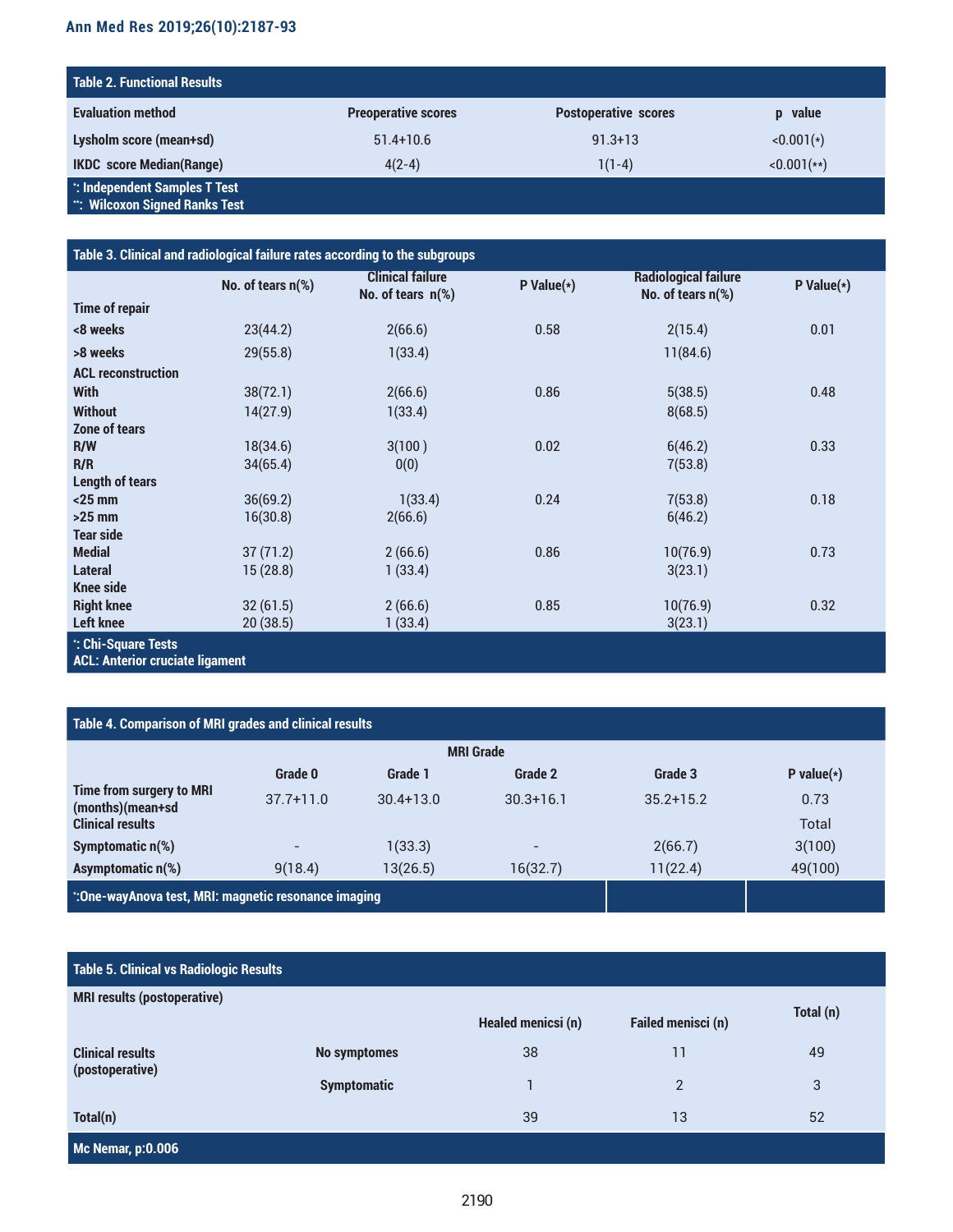**Table 2. Functional Results**

| Evaluation method | Preoperative scores | Postoperative scores | p value |
|---|---|---|---|
| Lysholm score (mean+sd) | 51.4+10.6 | 91.3+13 | <0.001(*) |
| IKDC score Median(Range) | 4(2-4) | 1(1-4) | <0.001(**) |

*: Independent Samples T Test
**: Wilcoxon Signed Ranks Test

**Table 3. Clinical and radiological failure rates according to the subgroups**

| | No. of tears n(%) | Clinical failure No. of tears n(%) | P Value(*) | Radiological failure No. of tears n(%) | P Value(*) |
|---|---|---|---|---|---|
| **Time of repair** | | | | | |
| <8 weeks | 23(44.2) | 2(66.6) | 0.58 | 2(15.4) | 0.01 |
| >8 weeks | 29(55.8) | 1(33.4) | | 11(84.6) | |
| **ACL reconstruction** | | | | | |
| With | 38(72.1) | 2(66.6) | 0.86 | 5(38.5) | 0.48 |
| Without | 14(27.9) | 1(33.4) | | 8(68.5) | |
| **Zone of tears** | | | | | |
| R/W | 18(34.6) | 3(100 ) | 0.02 | 6(46.2) | 0.33 |
| R/R | 34(65.4) | 0(0) | | 7(53.8) | |
| **Length of tears** | | | | | |
| <25 mm | 36(69.2) | 1(33.4) | 0.24 | 7(53.8) | 0.18 |
| >25 mm | 16(30.8) | 2(66.6) | | 6(46.2) | |
| **Tear side** | | | | | |
| Medial | 37 (71.2) | 2 (66.6) | 0.86 | 10(76.9) | 0.73 |
| Lateral | 15 (28.8) | 1 (33.4) | | 3(23.1) | |
| **Knee side** | | | | | |
| Right knee | 32 (61.5) | 2 (66.6) | 0.85 | 10(76.9) | 0.32 |
| Left knee | 20 (38.5) | 1 (33.4) | | 3(23.1) | |

*: Chi-Square Tests
ACL: Anterior cruciate ligament

**Table 4. Comparison of MRI grades and clinical results**

| | MRI Grade | | | | |
|---|---|---|---|---|---|
| | Grade 0 | Grade 1 | Grade 2 | Grade 3 | P value(*) |
| Time from surgery to MRI (months)(mean+sd | 37.7+11.0 | 30.4+13.0 | 30.3+16.1 | 35.2+15.2 | 0.73 |
| Clinical results | | | | | Total |
| Symptomatic n(%) | - | 1(33.3) | - | 2(66.7) | 3(100) |
| Asymptomatic n(%) | 9(18.4) | 13(26.5) | 16(32.7) | 11(22.4) | 49(100) |

*:One-wayAnova test, MRI: magnetic resonance imaging

**Table 5. Clinical vs Radiologic Results**

| MRI results (postoperative) | | Healed menisci (n) | Failed menisci (n) | Total (n) |
|---|---|---|---|---|
| Clinical results (postoperative) | No symptomes | 38 | 11 | 49 |
| | Symptomatic | 1 | 2 | 3 |
| Total(n) | | 39 | 13 | 52 |

Mc Nemar, p:0.006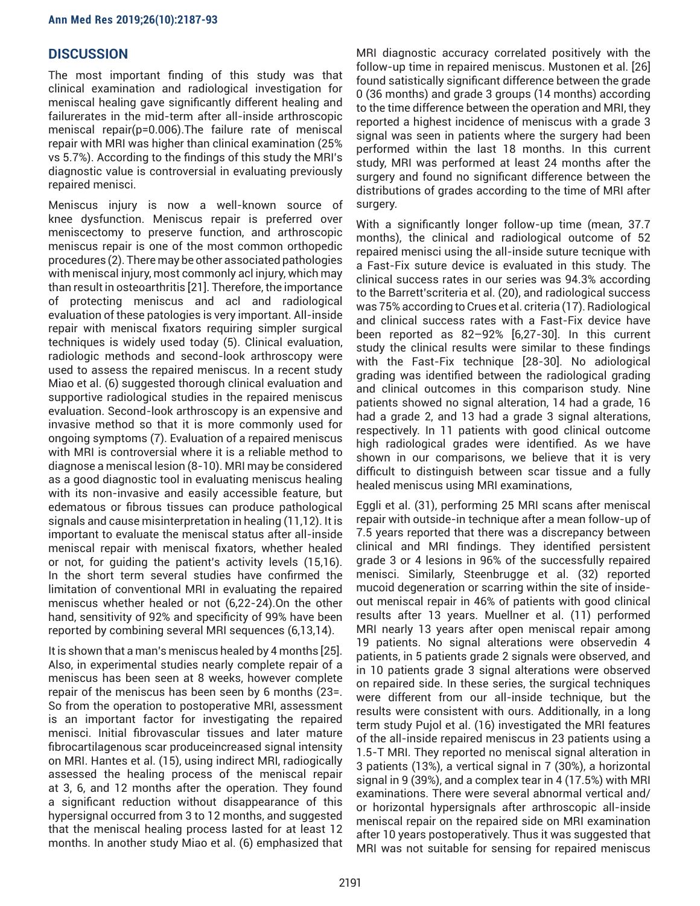## DISCUSSION

The most important finding of this study was that clinical examination and radiological investigation for meniscal healing gave significantly different healing and failurerates in the mid-term after all-inside arthroscopic meniscal repair(p=0.006).The failure rate of meniscal repair with MRI was higher than clinical examination (25% vs 5.7%). According to the findings of this study the MRI's diagnostic value is controversial in evaluating previously repaired menisci.

Meniscus injury is now a well-known source of knee dysfunction. Meniscus repair is preferred over meniscectomy to preserve function, and arthroscopic meniscus repair is one of the most common orthopedic procedures (2). There may be other associated pathologies with meniscal injury, most commonly acl injury, which may than result in osteoarthritis [21]. Therefore, the importance of protecting meniscus and acl and radiological evaluation of these patologies is very important. All-inside repair with meniscal fixators requiring simpler surgical techniques is widely used today (5). Clinical evaluation, radiologic methods and second-look arthroscopy were used to assess the repaired meniscus. In a recent study Miao et al. (6) suggested thorough clinical evaluation and supportive radiological studies in the repaired meniscus evaluation. Second-look arthroscopy is an expensive and invasive method so that it is more commonly used for ongoing symptoms (7). Evaluation of a repaired meniscus with MRI is controversial where it is a reliable method to diagnose a meniscal lesion (8-10). MRI may be considered as a good diagnostic tool in evaluating meniscus healing with its non-invasive and easily accessible feature, but edematous or fibrous tissues can produce pathological signals and cause misinterpretation in healing (11,12). It is important to evaluate the meniscal status after all-inside meniscal repair with meniscal fixators, whether healed or not, for guiding the patient's activity levels (15,16). In the short term several studies have confirmed the limitation of conventional MRI in evaluating the repaired meniscus whether healed or not (6,22-24).On the other hand, sensitivity of 92% and specificity of 99% have been reported by combining several MRI sequences (6,13,14).

It is shown that a man's meniscus healed by 4 months [25]. Also, in experimental studies nearly complete repair of a meniscus has been seen at 8 weeks, however complete repair of the meniscus has been seen by 6 months (23=. So from the operation to postoperative MRI, assessment is an important factor for investigating the repaired menisci. Initial fibrovascular tissues and later mature fibrocartilagenous scar produceincreased signal intensity on MRI. Hantes et al. (15), using indirect MRI, radiogically assessed the healing process of the meniscal repair at 3, 6, and 12 months after the operation. They found a significant reduction without disappearance of this hypersignal occurred from 3 to 12 months, and suggested that the meniscal healing process lasted for at least 12 months. In another study Miao et al. (6) emphazized that MRI diagnostic accuracy correlated positively with the follow-up time in repaired meniscus. Mustonen et al. [26] found satistically significant difference between the grade 0 (36 months) and grade 3 groups (14 months) according to the time difference between the operation and MRI, they reported a highest incidence of meniscus with a grade 3 signal was seen in patients where the surgery had been performed within the last 18 months. In this current study, MRI was performed at least 24 months after the surgery and found no significant difference between the distributions of grades according to the time of MRI after surgery.

With a significantly longer follow-up time (mean, 37.7 months), the clinical and radiological outcome of 52 repaired menisci using the all-inside suture tecnique with a Fast-Fix suture device is evaluated in this study. The clinical success rates in our series was 94.3% according to the Barrett'scriteria et al. (20), and radiological success was 75% according to Crues et al. criteria (17). Radiological and clinical success rates with a Fast-Fix device have been reported as 82–92% [6,27-30]. In this current study the clinical results were similar to these findings with the Fast-Fix technique [28-30]. No adiological grading was identified between the radiological grading and clinical outcomes in this comparison study. Nine patients showed no signal alteration, 14 had a grade, 16 had a grade 2, and 13 had a grade 3 signal alterations, respectively. In 11 patients with good clinical outcome high radiological grades were identified. As we have shown in our comparisons, we believe that it is very difficult to distinguish between scar tissue and a fully healed meniscus using MRI examinations,

Eggli et al. (31), performing 25 MRI scans after meniscal repair with outside-in technique after a mean follow-up of 7.5 years reported that there was a discrepancy between clinical and MRI findings. They identified persistent grade 3 or 4 lesions in 96% of the successfully repaired menisci. Similarly, Steenbrugge et al. (32) reported mucoid degeneration or scarring within the site of inside-out meniscal repair in 46% of patients with good clinical results after 13 years. Muellner et al. (11) performed MRI nearly 13 years after open meniscal repair among 19 patients. No signal alterations were observedin 4 patients, in 5 patients grade 2 signals were observed, and in 10 patients grade 3 signal alterations were observed on repaired side. In these series, the surgical techniques were different from our all-inside technique, but the results were consistent with ours. Additionally, in a long term study Pujol et al. (16) investigated the MRI features of the all-inside repaired meniscus in 23 patients using a 1.5-T MRI. They reported no meniscal signal alteration in 3 patients (13%), a vertical signal in 7 (30%), a horizontal signal in 9 (39%), and a complex tear in 4 (17.5%) with MRI examinations. There were several abnormal vertical and/or horizontal hypersignals after arthroscopic all-inside meniscal repair on the repaired side on MRI examination after 10 years postoperatively. Thus it was suggested that MRI was not suitable for sensing for repaired meniscus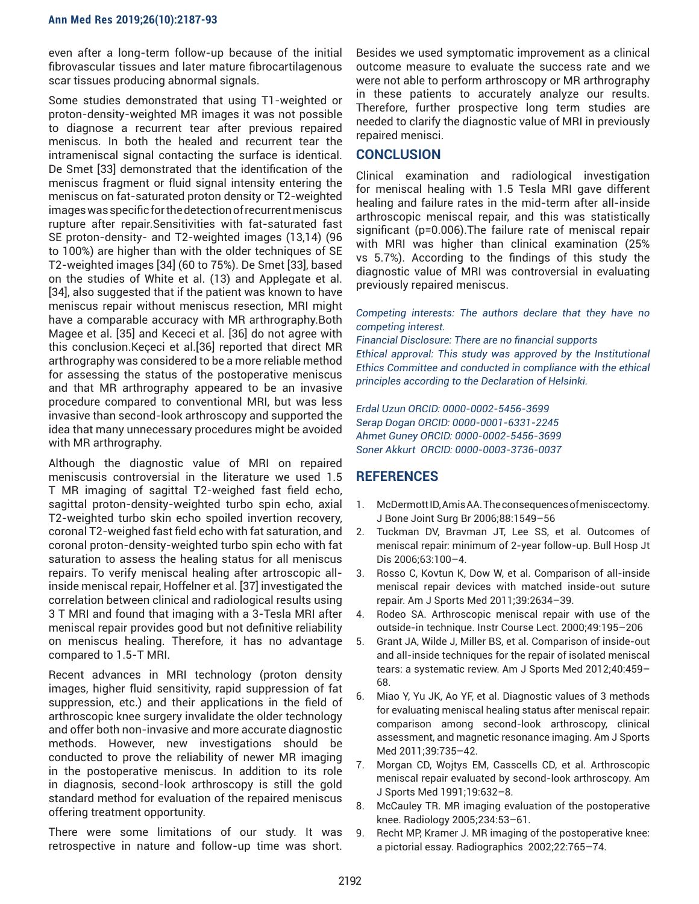even after a long-term follow-up because of the initial fibrovascular tissues and later mature fibrocartilagenous scar tissues producing abnormal signals.

Some studies demonstrated that using T1-weighted or proton-density-weighted MR images it was not possible to diagnose a recurrent tear after previous repaired meniscus. In both the healed and recurrent tear the intrameniscal signal contacting the surface is identical. De Smet [33] demonstrated that the identification of the meniscus fragment or fluid signal intensity entering the meniscus on fat-saturated proton density or T2-weighted images was specific for the detection of recurrent meniscus rupture after repair.Sensitivities with fat-saturated fast SE proton-density- and T2-weighted images (13,14) (96 to 100%) are higher than with the older techniques of SE T2-weighted images [34] (60 to 75%). De Smet [33], based on the studies of White et al. (13) and Applegate et al. [34], also suggested that if the patient was known to have meniscus repair without meniscus resection, MRI might have a comparable accuracy with MR arthrography.Both Magee et al. [35] and Kececi et al. [36] do not agree with this conclusion.Keçeci et al.[36] reported that direct MR arthrography was considered to be a more reliable method for assessing the status of the postoperative meniscus and that MR arthrography appeared to be an invasive procedure compared to conventional MRI, but was less invasive than second-look arthroscopy and supported the idea that many unnecessary procedures might be avoided with MR arthrography.

Although the diagnostic value of MRI on repaired meniscusis controversial in the literature we used 1.5 T MR imaging of sagittal T2-weighed fast field echo, sagittal proton-density-weighted turbo spin echo, axial T2-weighted turbo skin echo spoiled invertion recovery, coronal T2-weighed fast field echo with fat saturation, and coronal proton-density-weighted turbo spin echo with fat saturation to assess the healing status for all meniscus repairs. To verify meniscal healing after artroscopic all-inside meniscal repair, Hoffelner et al. [37] investigated the correlation between clinical and radiological results using 3 T MRI and found that imaging with a 3-Tesla MRI after meniscal repair provides good but not definitive reliability on meniscus healing. Therefore, it has no advantage compared to 1.5-T MRI.

Recent advances in MRI technology (proton density images, higher fluid sensitivity, rapid suppression of fat suppression, etc.) and their applications in the field of arthroscopic knee surgery invalidate the older technology and offer both non-invasive and more accurate diagnostic methods. However, new investigations should be conducted to prove the reliability of newer MR imaging in the postoperative meniscus. In addition to its role in diagnosis, second-look arthroscopy is still the gold standard method for evaluation of the repaired meniscus offering treatment opportunity.

There were some limitations of our study. It was retrospective in nature and follow-up time was short. Besides we used symptomatic improvement as a clinical outcome measure to evaluate the success rate and we were not able to perform arthroscopy or MR arthrography in these patients to accurately analyze our results. Therefore, further prospective long term studies are needed to clarify the diagnostic value of MRI in previously repaired menisci.

## CONCLUSION

Clinical examination and radiological investigation for meniscal healing with 1.5 Tesla MRI gave different healing and failure rates in the mid-term after all-inside arthroscopic meniscal repair, and this was statistically significant (p=0.006).The failure rate of meniscal repair with MRI was higher than clinical examination (25% vs 5.7%). According to the findings of this study the diagnostic value of MRI was controversial in evaluating previously repaired meniscus.

*Competing interests: The authors declare that they have no competing interest.*
*Financial Disclosure: There are no financial supports*
*Ethical approval: This study was approved by the Institutional Ethics Committee and conducted in compliance with the ethical principles according to the Declaration of Helsinki.*

*Erdal Uzun ORCID: 0000-0002-5456-3699*
*Serap Dogan ORCID: 0000-0001-6331-2245*
*Ahmet Guney ORCID: 0000-0002-5456-3699*
*Soner Akkurt ORCID: 0000-0003-3736-0037*

## REFERENCES

1. McDermott ID, Amis AA. The consequences of meniscectomy. J Bone Joint Surg Br 2006;88:1549–56
2. Tuckman DV, Bravman JT, Lee SS, et al. Outcomes of meniscal repair: minimum of 2-year follow-up. Bull Hosp Jt Dis 2006;63:100–4.
3. Rosso C, Kovtun K, Dow W, et al. Comparison of all-inside meniscal repair devices with matched inside-out suture repair. Am J Sports Med 2011;39:2634–39.
4. Rodeo SA. Arthroscopic meniscal repair with use of the outside-in technique. Instr Course Lect. 2000;49:195–206
5. Grant JA, Wilde J, Miller BS, et al. Comparison of inside-out and all-inside techniques for the repair of isolated meniscal tears: a systematic review. Am J Sports Med 2012;40:459–68.
6. Miao Y, Yu JK, Ao YF, et al. Diagnostic values of 3 methods for evaluating meniscal healing status after meniscal repair: comparison among second-look arthroscopy, clinical assessment, and magnetic resonance imaging. Am J Sports Med 2011;39:735–42.
7. Morgan CD, Wojtys EM, Casscells CD, et al. Arthroscopic meniscal repair evaluated by second-look arthroscopy. Am J Sports Med 1991;19:632–8.
8. McCauley TR. MR imaging evaluation of the postoperative knee. Radiology 2005;234:53–61.
9. Recht MP, Kramer J. MR imaging of the postoperative knee: a pictorial essay. Radiographics 2002;22:765–74.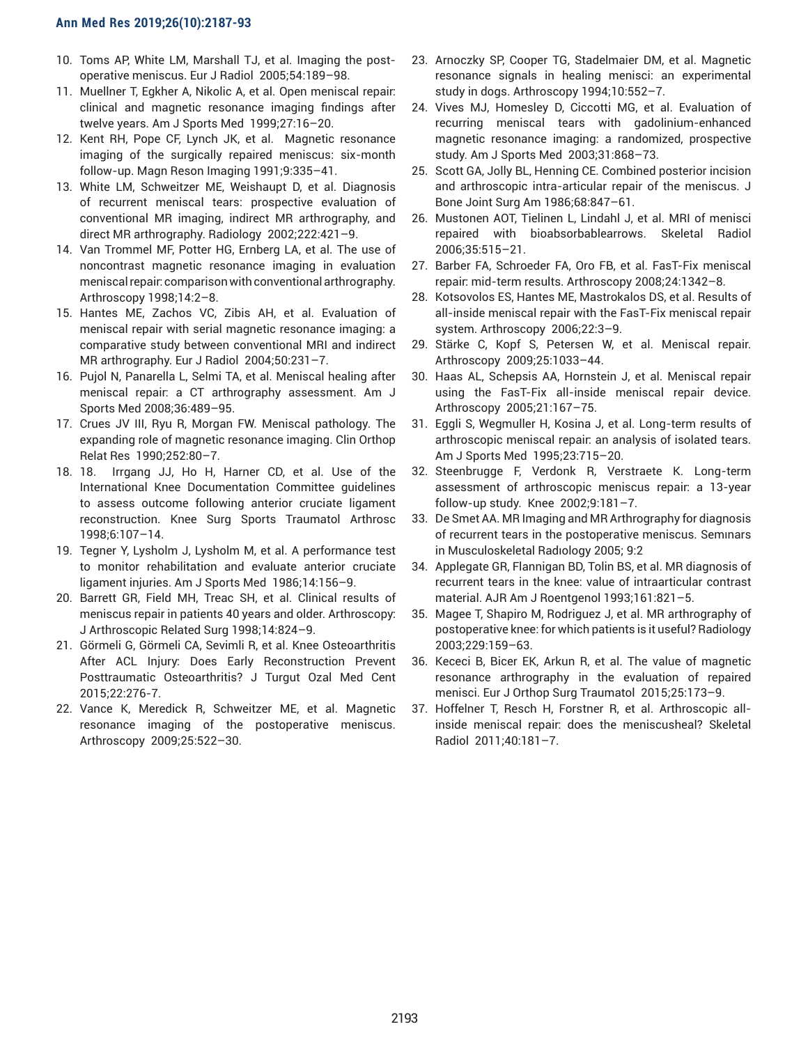10. Toms AP, White LM, Marshall TJ, et al. Imaging the post-operative meniscus. Eur J Radiol 2005;54:189–98.
11. Muellner T, Egkher A, Nikolic A, et al. Open meniscal repair: clinical and magnetic resonance imaging findings after twelve years. Am J Sports Med 1999;27:16–20.
12. Kent RH, Pope CF, Lynch JK, et al. Magnetic resonance imaging of the surgically repaired meniscus: six-month follow-up. Magn Reson Imaging 1991;9:335–41.
13. White LM, Schweitzer ME, Weishaupt D, et al. Diagnosis of recurrent meniscal tears: prospective evaluation of conventional MR imaging, indirect MR arthrography, and direct MR arthrography. Radiology 2002;222:421–9.
14. Van Trommel MF, Potter HG, Ernberg LA, et al. The use of noncontrast magnetic resonance imaging in evaluation meniscal repair: comparison with conventional arthrography. Arthroscopy 1998;14:2–8.
15. Hantes ME, Zachos VC, Zibis AH, et al. Evaluation of meniscal repair with serial magnetic resonance imaging: a comparative study between conventional MRI and indirect MR arthrography. Eur J Radiol 2004;50:231–7.
16. Pujol N, Panarella L, Selmi TA, et al. Meniscal healing after meniscal repair: a CT arthrography assessment. Am J Sports Med 2008;36:489–95.
17. Crues JV III, Ryu R, Morgan FW. Meniscal pathology. The expanding role of magnetic resonance imaging. Clin Orthop Relat Res 1990;252:80–7.
18. 18. Irrgang JJ, Ho H, Harner CD, et al. Use of the International Knee Documentation Committee guidelines to assess outcome following anterior cruciate ligament reconstruction. Knee Surg Sports Traumatol Arthrosc 1998;6:107–14.
19. Tegner Y, Lysholm J, Lysholm M, et al. A performance test to monitor rehabilitation and evaluate anterior cruciate ligament injuries. Am J Sports Med 1986;14:156–9.
20. Barrett GR, Field MH, Treac SH, et al. Clinical results of meniscus repair in patients 40 years and older. Arthroscopy: J Arthroscopic Related Surg 1998;14:824–9.
21. Görmeli G, Görmeli CA, Sevimli R, et al. Knee Osteoarthritis After ACL Injury: Does Early Reconstruction Prevent Posttraumatic Osteoarthritis? J Turgut Ozal Med Cent 2015;22:276-7.
22. Vance K, Meredick R, Schweitzer ME, et al. Magnetic resonance imaging of the postoperative meniscus. Arthroscopy 2009;25:522–30.
23. Arnoczky SP, Cooper TG, Stadelmaier DM, et al. Magnetic resonance signals in healing menisci: an experimental study in dogs. Arthroscopy 1994;10:552–7.
24. Vives MJ, Homesley D, Ciccotti MG, et al. Evaluation of recurring meniscal tears with gadolinium-enhanced magnetic resonance imaging: a randomized, prospective study. Am J Sports Med 2003;31:868–73.
25. Scott GA, Jolly BL, Henning CE. Combined posterior incision and arthroscopic intra-articular repair of the meniscus. J Bone Joint Surg Am 1986;68:847–61.
26. Mustonen AOT, Tielinen L, Lindahl J, et al. MRI of menisci repaired with bioabsorbablearrows. Skeletal Radiol 2006;35:515–21.
27. Barber FA, Schroeder FA, Oro FB, et al. FasT-Fix meniscal repair: mid-term results. Arthroscopy 2008;24:1342–8.
28. Kotsovolos ES, Hantes ME, Mastrokalos DS, et al. Results of all-inside meniscal repair with the FasT-Fix meniscal repair system. Arthroscopy 2006;22:3–9.
29. Stärke C, Kopf S, Petersen W, et al. Meniscal repair. Arthroscopy 2009;25:1033–44.
30. Haas AL, Schepsis AA, Hornstein J, et al. Meniscal repair using the FasT-Fix all-inside meniscal repair device. Arthroscopy 2005;21:167–75.
31. Eggli S, Wegmuller H, Kosina J, et al. Long-term results of arthroscopic meniscal repair: an analysis of isolated tears. Am J Sports Med 1995;23:715–20.
32. Steenbrugge F, Verdonk R, Verstraete K. Long-term assessment of arthroscopic meniscus repair: a 13-year follow-up study. Knee 2002;9:181–7.
33. De Smet AA. MR Imaging and MR Arthrography for diagnosis of recurrent tears in the postoperative meniscus. Semınars in Musculoskeletal Radıology 2005; 9:2
34. Applegate GR, Flannigan BD, Tolin BS, et al. MR diagnosis of recurrent tears in the knee: value of intraarticular contrast material. AJR Am J Roentgenol 1993;161:821–5.
35. Magee T, Shapiro M, Rodriguez J, et al. MR arthrography of postoperative knee: for which patients is it useful? Radiology 2003;229:159–63.
36. Kececi B, Bicer EK, Arkun R, et al. The value of magnetic resonance arthrography in the evaluation of repaired menisci. Eur J Orthop Surg Traumatol 2015;25:173–9.
37. Hoffelner T, Resch H, Forstner R, et al. Arthroscopic all-inside meniscal repair: does the meniscusheal? Skeletal Radiol 2011;40:181–7.